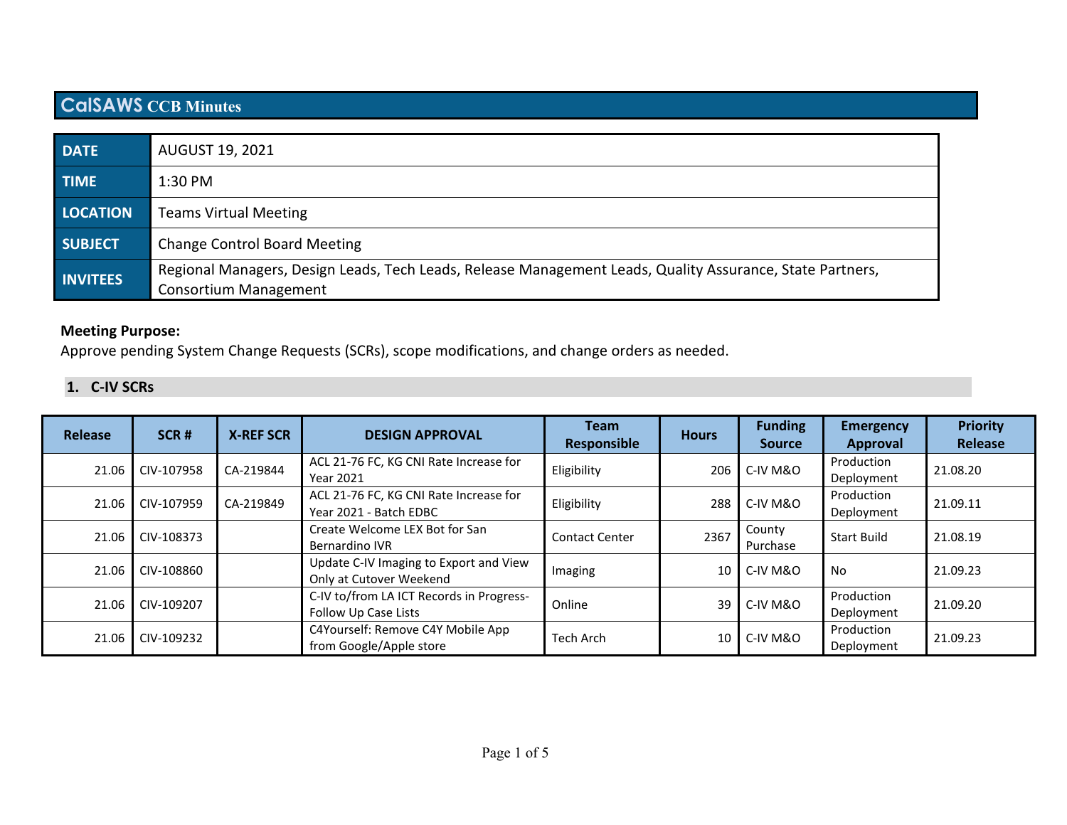# CalSAWS CCB Minutes

| | |
|---|---|
| **DATE** | AUGUST 19, 2021 |
| **TIME** | 1:30 PM |
| **LOCATION** | Teams Virtual Meeting |
| **SUBJECT** | Change Control Board Meeting |
| **INVITEES** | Regional Managers, Design Leads, Tech Leads, Release Management Leads, Quality Assurance, State Partners, Consortium Management |

**Meeting Purpose:**
Approve pending System Change Requests (SCRs), scope modifications, and change orders as needed.

## 1. C-IV SCRs

| Release | SCR # | X-REF SCR | DESIGN APPROVAL | Team Responsible | Hours | Funding Source | Emergency Approval | Priority Release |
|---|---|---|---|---|---|---|---|---|
| 21.06 | CIV-107958 | CA-219844 | ACL 21-76 FC, KG CNI Rate Increase for Year 2021 | Eligibility | 206 | C-IV M&O | Production Deployment | 21.08.20 |
| 21.06 | CIV-107959 | CA-219849 | ACL 21-76 FC, KG CNI Rate Increase for Year 2021 - Batch EDBC | Eligibility | 288 | C-IV M&O | Production Deployment | 21.09.11 |
| 21.06 | CIV-108373 | | Create Welcome LEX Bot for San Bernardino IVR | Contact Center | 2367 | County Purchase | Start Build | 21.08.19 |
| 21.06 | CIV-108860 | | Update C-IV Imaging to Export and View Only at Cutover Weekend | Imaging | 10 | C-IV M&O | No | 21.09.23 |
| 21.06 | CIV-109207 | | C-IV to/from LA ICT Records in Progress-Follow Up Case Lists | Online | 39 | C-IV M&O | Production Deployment | 21.09.20 |
| 21.06 | CIV-109232 | | C4Yourself: Remove C4Y Mobile App from Google/Apple store | Tech Arch | 10 | C-IV M&O | Production Deployment | 21.09.23 |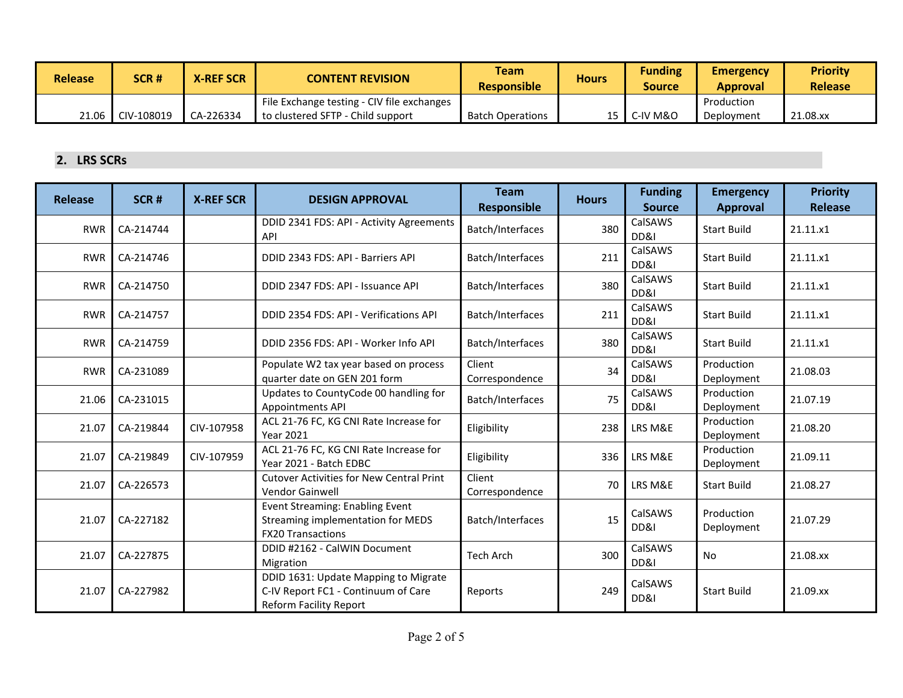| Release | SCR # | X-REF SCR | CONTENT REVISION | Team Responsible | Hours | Funding Source | Emergency Approval | Priority Release |
|---|---|---|---|---|---|---|---|---|
| 21.06 | CIV-108019 | CA-226334 | File Exchange testing - CIV file exchanges to clustered SFTP - Child support | Batch Operations | 15 | C-IV M&O | Production Deployment | 21.08.xx |

## 2. LRS SCRs

| Release | SCR # | X-REF SCR | DESIGN APPROVAL | Team Responsible | Hours | Funding Source | Emergency Approval | Priority Release |
|---|---|---|---|---|---|---|---|---|
| RWR | CA-214744 | | DDID 2341 FDS: API - Activity Agreements API | Batch/Interfaces | 380 | CalSAWS DD&I | Start Build | 21.11.x1 |
| RWR | CA-214746 | | DDID 2343 FDS: API - Barriers API | Batch/Interfaces | 211 | CalSAWS DD&I | Start Build | 21.11.x1 |
| RWR | CA-214750 | | DDID 2347 FDS: API - Issuance API | Batch/Interfaces | 380 | CalSAWS DD&I | Start Build | 21.11.x1 |
| RWR | CA-214757 | | DDID 2354 FDS: API - Verifications API | Batch/Interfaces | 211 | CalSAWS DD&I | Start Build | 21.11.x1 |
| RWR | CA-214759 | | DDID 2356 FDS: API - Worker Info API | Batch/Interfaces | 380 | CalSAWS DD&I | Start Build | 21.11.x1 |
| RWR | CA-231089 | | Populate W2 tax year based on process quarter date on GEN 201 form | Client Correspondence | 34 | CalSAWS DD&I | Production Deployment | 21.08.03 |
| 21.06 | CA-231015 | | Updates to CountyCode 00 handling for Appointments API | Batch/Interfaces | 75 | CalSAWS DD&I | Production Deployment | 21.07.19 |
| 21.07 | CA-219844 | CIV-107958 | ACL 21-76 FC, KG CNI Rate Increase for Year 2021 | Eligibility | 238 | LRS M&E | Production Deployment | 21.08.20 |
| 21.07 | CA-219849 | CIV-107959 | ACL 21-76 FC, KG CNI Rate Increase for Year 2021 - Batch EDBC | Eligibility | 336 | LRS M&E | Production Deployment | 21.09.11 |
| 21.07 | CA-226573 | | Cutover Activities for New Central Print Vendor Gainwell | Client Correspondence | 70 | LRS M&E | Start Build | 21.08.27 |
| 21.07 | CA-227182 | | Event Streaming: Enabling Event Streaming implementation for MEDS FX20 Transactions | Batch/Interfaces | 15 | CalSAWS DD&I | Production Deployment | 21.07.29 |
| 21.07 | CA-227875 | | DDID #2162 - CalWIN Document Migration | Tech Arch | 300 | CalSAWS DD&I | No | 21.08.xx |
| 21.07 | CA-227982 | | DDID 1631: Update Mapping to Migrate C-IV Report FC1 - Continuum of Care Reform Facility Report | Reports | 249 | CalSAWS DD&I | Start Build | 21.09.xx |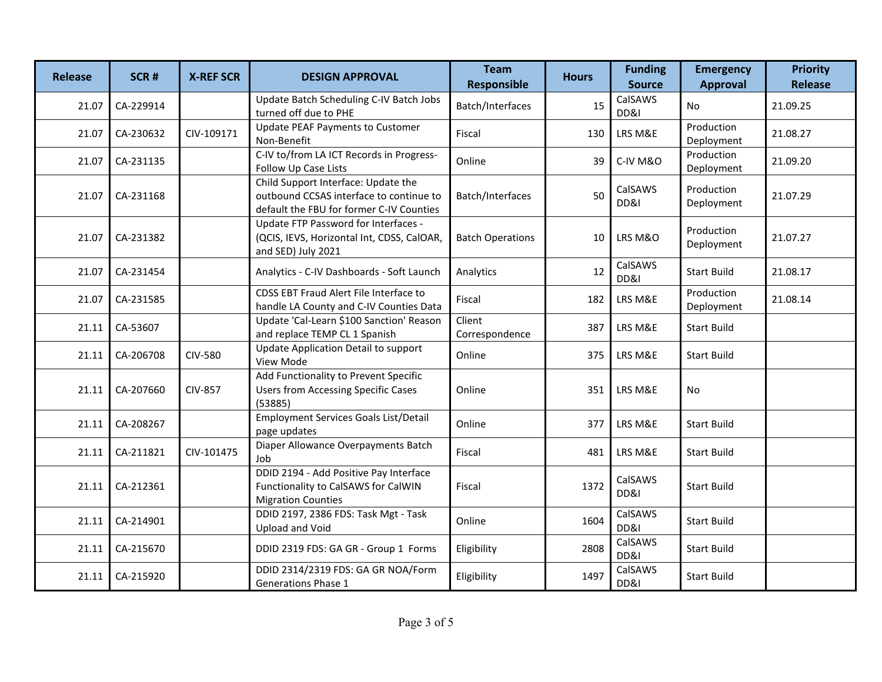| Release | SCR # | X-REF SCR | DESIGN APPROVAL | Team Responsible | Hours | Funding Source | Emergency Approval | Priority Release |
|---|---|---|---|---|---|---|---|---|
| 21.07 | CA-229914 | | Update Batch Scheduling C-IV Batch Jobs turned off due to PHE | Batch/Interfaces | 15 | CalSAWS DD&I | No | 21.09.25 |
| 21.07 | CA-230632 | CIV-109171 | Update PEAF Payments to Customer Non-Benefit | Fiscal | 130 | LRS M&E | Production Deployment | 21.08.27 |
| 21.07 | CA-231135 | | C-IV to/from LA ICT Records in Progress- Follow Up Case Lists | Online | 39 | C-IV M&O | Production Deployment | 21.09.20 |
| 21.07 | CA-231168 | | Child Support Interface: Update the outbound CCSAS interface to continue to default the FBU for former C-IV Counties | Batch/Interfaces | 50 | CalSAWS DD&I | Production Deployment | 21.07.29 |
| 21.07 | CA-231382 | | Update FTP Password for Interfaces - (QCIS, IEVS, Horizontal Int, CDSS, CalOAR, and SED) July 2021 | Batch Operations | 10 | LRS M&O | Production Deployment | 21.07.27 |
| 21.07 | CA-231454 | | Analytics - C-IV Dashboards - Soft Launch | Analytics | 12 | CalSAWS DD&I | Start Build | 21.08.17 |
| 21.07 | CA-231585 | | CDSS EBT Fraud Alert File Interface to handle LA County and C-IV Counties Data | Fiscal | 182 | LRS M&E | Production Deployment | 21.08.14 |
| 21.11 | CA-53607 | | Update 'Cal-Learn $100 Sanction' Reason and replace TEMP CL 1 Spanish | Client Correspondence | 387 | LRS M&E | Start Build | |
| 21.11 | CA-206708 | CIV-580 | Update Application Detail to support View Mode | Online | 375 | LRS M&E | Start Build | |
| 21.11 | CA-207660 | CIV-857 | Add Functionality to Prevent Specific Users from Accessing Specific Cases (53885) | Online | 351 | LRS M&E | No | |
| 21.11 | CA-208267 | | Employment Services Goals List/Detail page updates | Online | 377 | LRS M&E | Start Build | |
| 21.11 | CA-211821 | CIV-101475 | Diaper Allowance Overpayments Batch Job | Fiscal | 481 | LRS M&E | Start Build | |
| 21.11 | CA-212361 | | DDID 2194 - Add Positive Pay Interface Functionality to CalSAWS for CalWIN Migration Counties | Fiscal | 1372 | CalSAWS DD&I | Start Build | |
| 21.11 | CA-214901 | | DDID 2197, 2386 FDS: Task Mgt - Task Upload and Void | Online | 1604 | CalSAWS DD&I | Start Build | |
| 21.11 | CA-215670 | | DDID 2319 FDS: GA GR - Group 1 Forms | Eligibility | 2808 | CalSAWS DD&I | Start Build | |
| 21.11 | CA-215920 | | DDID 2314/2319 FDS: GA GR NOA/Form Generations Phase 1 | Eligibility | 1497 | CalSAWS DD&I | Start Build | |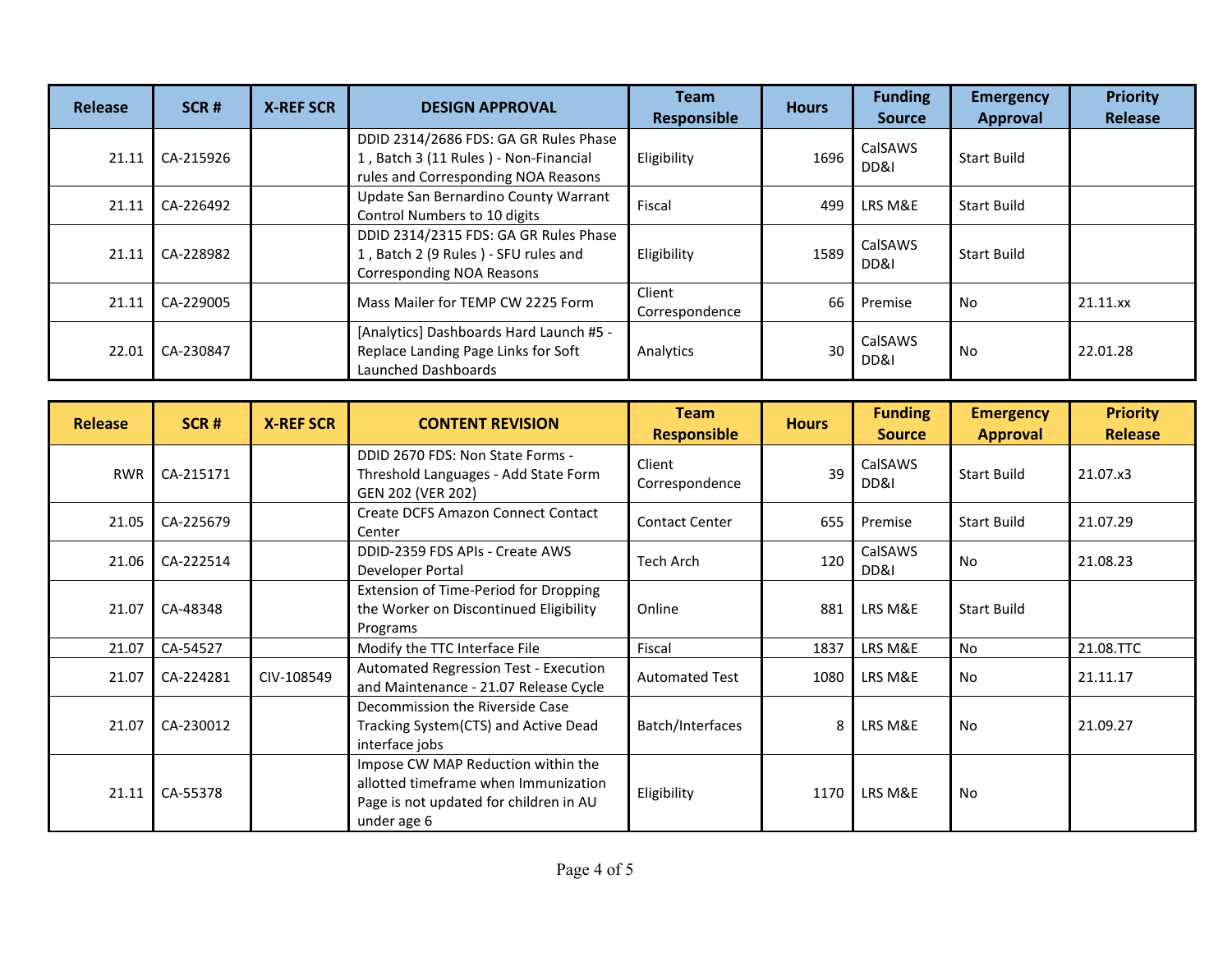| Release | SCR # | X-REF SCR | DESIGN APPROVAL | Team Responsible | Hours | Funding Source | Emergency Approval | Priority Release |
|---|---|---|---|---|---|---|---|---|
| 21.11 | CA-215926 | | DDID 2314/2686 FDS: GA GR Rules Phase 1 , Batch 3 (11 Rules ) - Non-Financial rules and Corresponding NOA Reasons | Eligibility | 1696 | CalSAWS DD&I | Start Build | |
| 21.11 | CA-226492 | | Update San Bernardino County Warrant Control Numbers to 10 digits | Fiscal | 499 | LRS M&E | Start Build | |
| 21.11 | CA-228982 | | DDID 2314/2315 FDS: GA GR Rules Phase 1 , Batch 2 (9 Rules ) - SFU rules and Corresponding NOA Reasons | Eligibility | 1589 | CalSAWS DD&I | Start Build | |
| 21.11 | CA-229005 | | Mass Mailer for TEMP CW 2225 Form | Client Correspondence | 66 | Premise | No | 21.11.xx |
| 22.01 | CA-230847 | | [Analytics] Dashboards Hard Launch #5 - Replace Landing Page Links for Soft Launched Dashboards | Analytics | 30 | CalSAWS DD&I | No | 22.01.28 |

| Release | SCR # | X-REF SCR | CONTENT REVISION | Team Responsible | Hours | Funding Source | Emergency Approval | Priority Release |
|---|---|---|---|---|---|---|---|---|
| RWR | CA-215171 | | DDID 2670 FDS: Non State Forms - Threshold Languages - Add State Form GEN 202 (VER 202) | Client Correspondence | 39 | CalSAWS DD&I | Start Build | 21.07.x3 |
| 21.05 | CA-225679 | | Create DCFS Amazon Connect Contact Center | Contact Center | 655 | Premise | Start Build | 21.07.29 |
| 21.06 | CA-222514 | | DDID-2359 FDS APIs - Create AWS Developer Portal | Tech Arch | 120 | CalSAWS DD&I | No | 21.08.23 |
| 21.07 | CA-48348 | | Extension of Time-Period for Dropping the Worker on Discontinued Eligibility Programs | Online | 881 | LRS M&E | Start Build | |
| 21.07 | CA-54527 | | Modify the TTC Interface File | Fiscal | 1837 | LRS M&E | No | 21.08.TTC |
| 21.07 | CA-224281 | CIV-108549 | Automated Regression Test - Execution and Maintenance - 21.07 Release Cycle | Automated Test | 1080 | LRS M&E | No | 21.11.17 |
| 21.07 | CA-230012 | | Decommission the Riverside Case Tracking System(CTS) and Active Dead interface jobs | Batch/Interfaces | 8 | LRS M&E | No | 21.09.27 |
| 21.11 | CA-55378 | | Impose CW MAP Reduction within the allotted timeframe when Immunization Page is not updated for children in AU under age 6 | Eligibility | 1170 | LRS M&E | No | |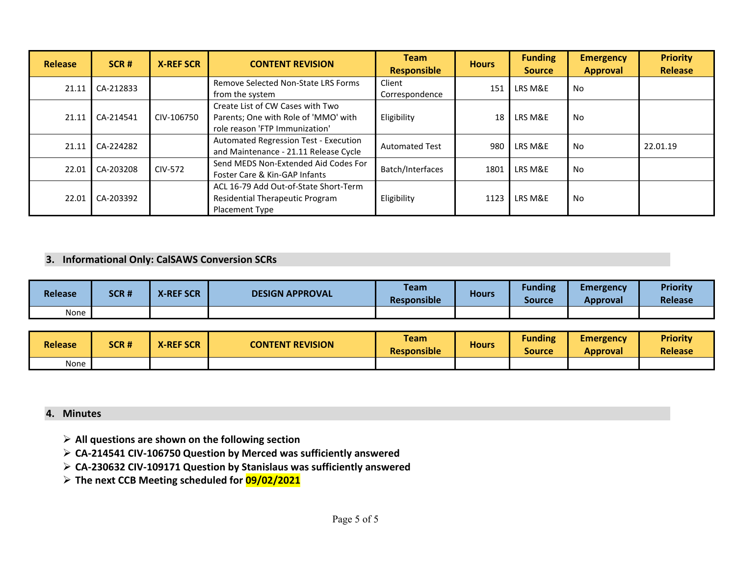| Release | SCR # | X-REF SCR | CONTENT REVISION | Team Responsible | Hours | Funding Source | Emergency Approval | Priority Release |
|---|---|---|---|---|---|---|---|---|
| 21.11 | CA-212833 | | Remove Selected Non-State LRS Forms from the system | Client Correspondence | 151 | LRS M&E | No | |
| 21.11 | CA-214541 | CIV-106750 | Create List of CW Cases with Two Parents; One with Role of 'MMO' with role reason 'FTP Immunization' | Eligibility | 18 | LRS M&E | No | |
| 21.11 | CA-224282 | | Automated Regression Test - Execution and Maintenance - 21.11 Release Cycle | Automated Test | 980 | LRS M&E | No | 22.01.19 |
| 22.01 | CA-203208 | CIV-572 | Send MEDS Non-Extended Aid Codes For Foster Care & Kin-GAP Infants | Batch/Interfaces | 1801 | LRS M&E | No | |
| 22.01 | CA-203392 | | ACL 16-79 Add Out-of-State Short-Term Residential Therapeutic Program Placement Type | Eligibility | 1123 | LRS M&E | No | |

## 3. Informational Only: CalSAWS Conversion SCRs

| Release | SCR # | X-REF SCR | DESIGN APPROVAL | Team Responsible | Hours | Funding Source | Emergency Approval | Priority Release |
|---|---|---|---|---|---|---|---|---|
| None | | | | | | | | |

| Release | SCR # | X-REF SCR | CONTENT REVISION | Team Responsible | Hours | Funding Source | Emergency Approval | Priority Release |
|---|---|---|---|---|---|---|---|---|
| None | | | | | | | | |

## 4. Minutes

- **All questions are shown on the following section**
- **CA-214541 CIV-106750 Question by Merced was sufficiently answered**
- **CA-230632 CIV-109171 Question by Stanislaus was sufficiently answered**
- **The next CCB Meeting scheduled for 09/02/2021**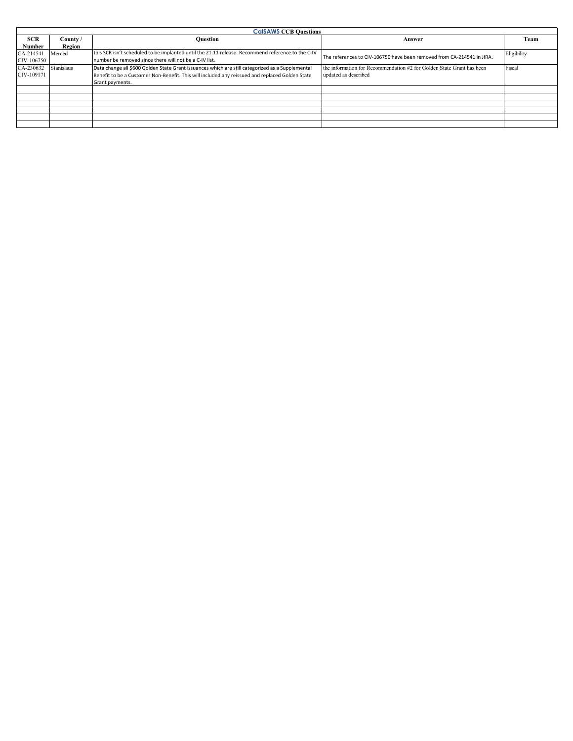| CalSAWS CCB Questions | | | | |
|---|---|---|---|---|
| **SCR Number** | **County / Region** | **Question** | **Answer** | **Team** |
| CA-214541 CIV-106750 | Merced | this SCR isn't scheduled to be implanted until the 21.11 release. Recommend reference to the C-IV number be removed since there will not be a C-IV list. | The references to CIV-106750 have been removed from CA-214541 in JIRA. | Eligibility |
| CA-230632 CIV-109171 | Stanislaus | Data change all $600 Golden State Grant issuances which are still categorized as a Supplemental Benefit to be a Customer Non-Benefit. This will included any reissued and replaced Golden State Grant payments. | the information for Recommendation #2 for Golden State Grant has been updated as described | Fiscal |
| | | | | |
| | | | | |
| | | | | |
| | | | | |
| | | | | |
| | | | | |